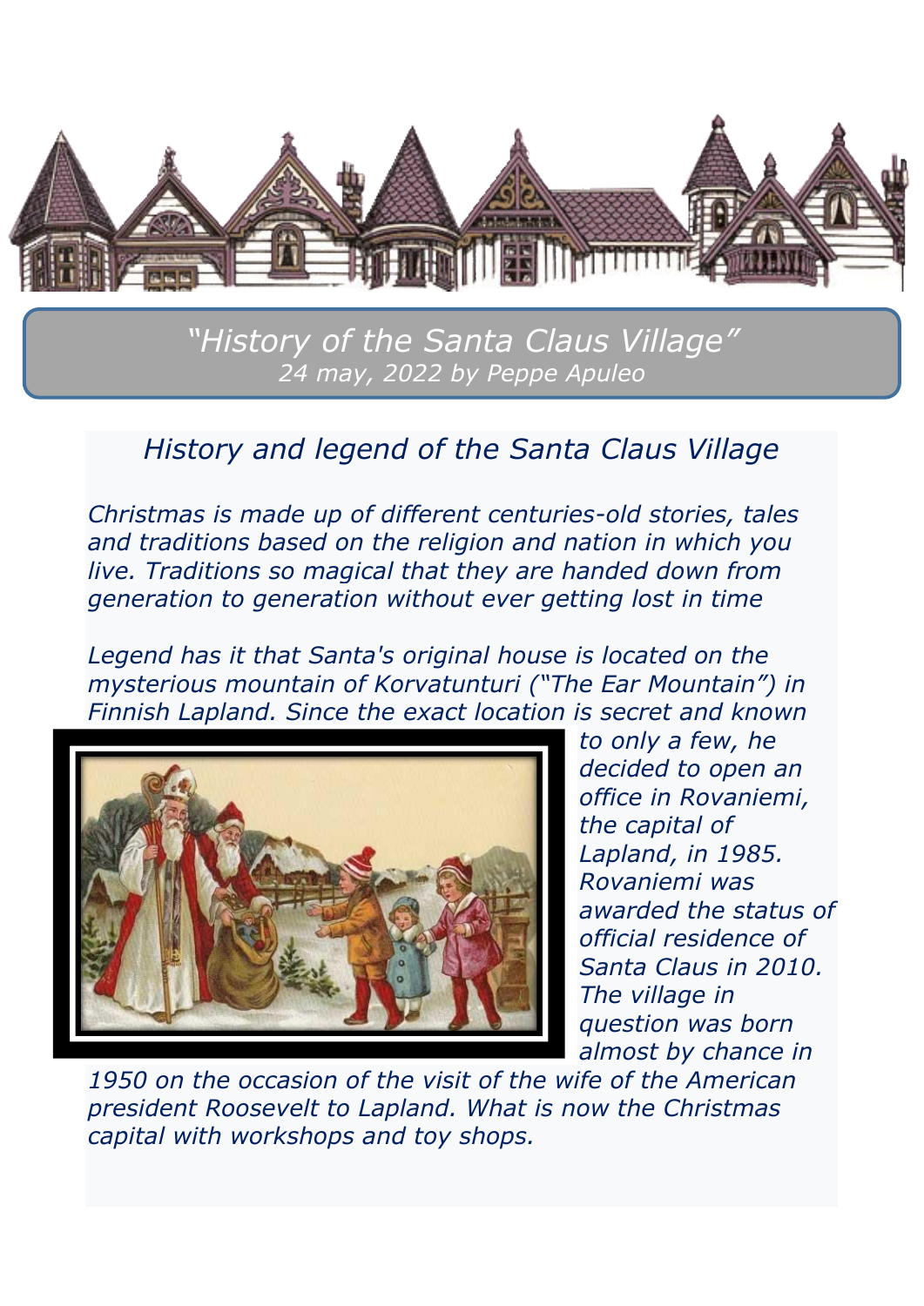# *"History of the Santa Claus Village"*

*24 may, 2022 by Peppe Apuleo*

## *History and legend of the Santa Claus Village*

*Christmas is made up of different centuries-old stories, tales and traditions based on the religion and nation in which you live. Traditions so magical that they are handed down from generation to generation without ever getting lost in time*

*Legend has it that Santa's original house is located on the mysterious mountain of Korvatunturi ("The Ear Mountain") in Finnish Lapland. Since the exact location is secret and known to only a few, he decided to open an office in Rovaniemi, the capital of Lapland, in 1985. Rovaniemi was awarded the status of official residence of Santa Claus in 2010. The village in question was born almost by chance in 1950 on the occasion of the visit of the wife of the American president Roosevelt to Lapland. What is now the Christmas capital with workshops and toy shops.*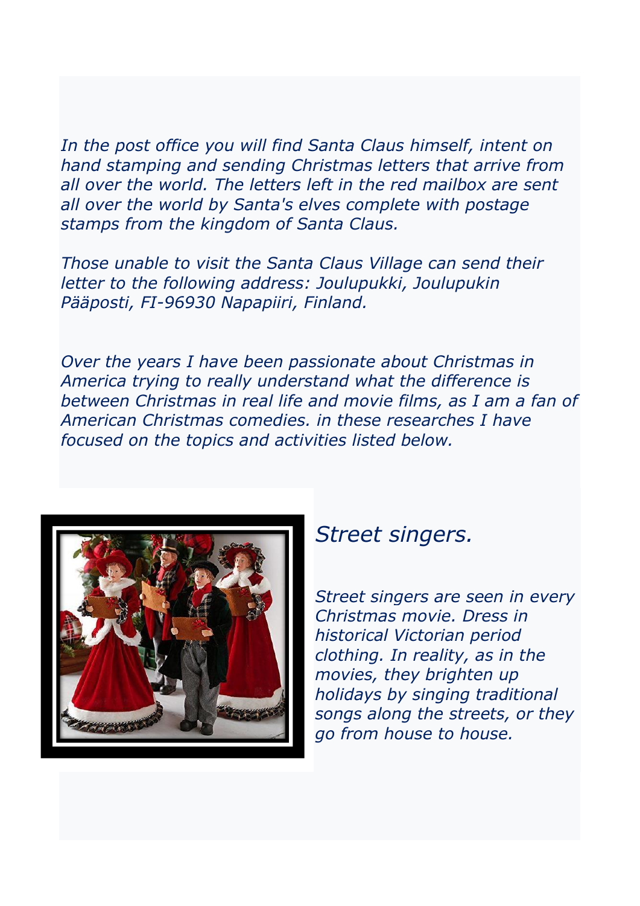*In the post office you will find Santa Claus himself, intent on hand stamping and sending Christmas letters that arrive from all over the world. The letters left in the red mailbox are sent all over the world by Santa's elves complete with postage stamps from the kingdom of Santa Claus.*

*Those unable to visit the Santa Claus Village can send their letter to the following address: Joulupukki, Joulupukin Pääposti, FI-96930 Napapiiri, Finland.*

*Over the years I have been passionate about Christmas in America trying to really understand what the difference is between Christmas in real life and movie films, as I am a fan of American Christmas comedies. in these researches I have focused on the topics and activities listed below.*

## *Street singers.*

*Street singers are seen in every Christmas movie. Dress in historical Victorian period clothing. In reality, as in the movies, they brighten up holidays by singing traditional songs along the streets, or they go from house to house.*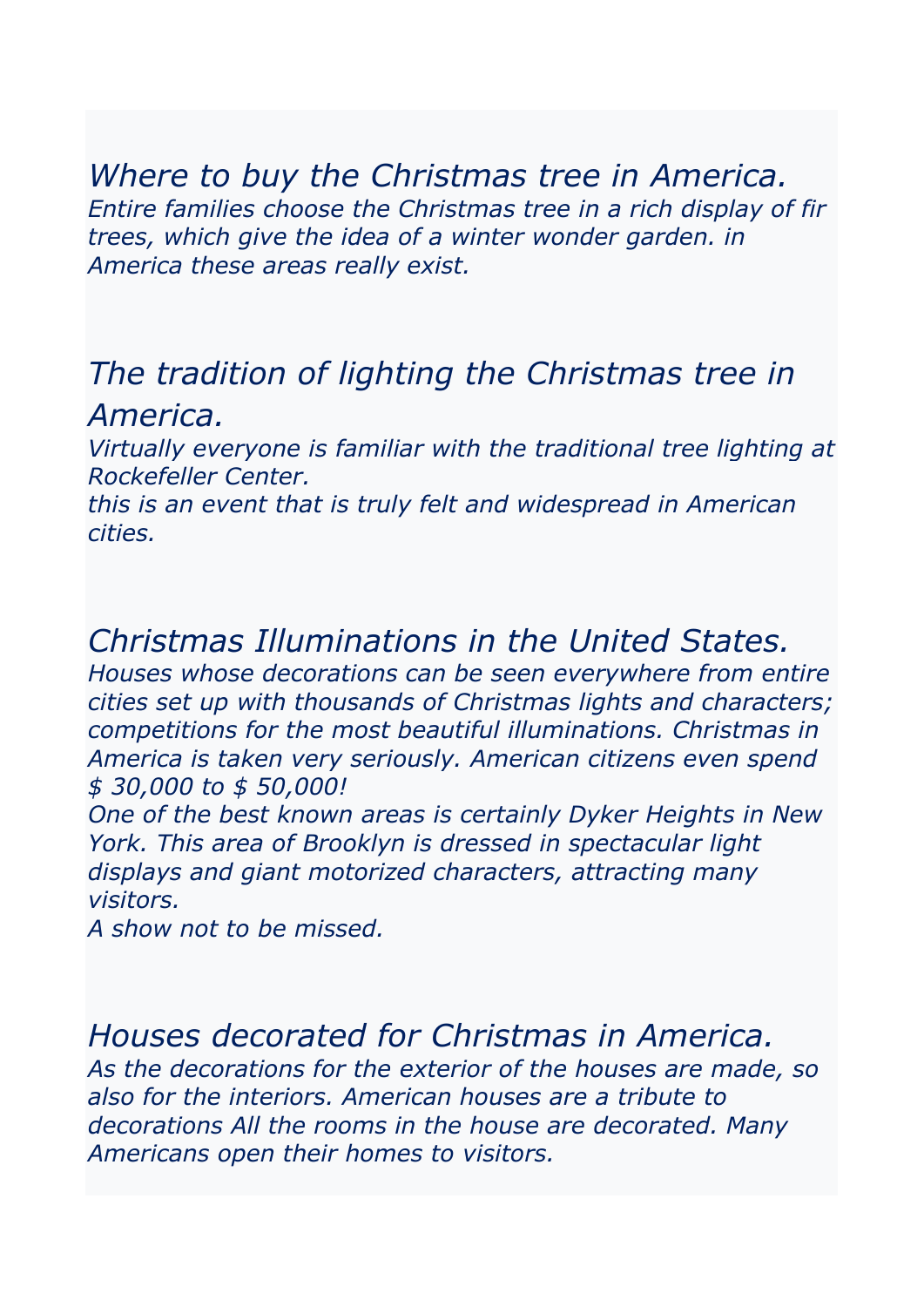## *Where to buy the Christmas tree in America.*

*Entire families choose the Christmas tree in a rich display of fir trees, which give the idea of a winter wonder garden. in America these areas really exist.*

## *The tradition of lighting the Christmas tree in America.*

*Virtually everyone is familiar with the traditional tree lighting at Rockefeller Center.*
*this is an event that is truly felt and widespread in American cities.*

## *Christmas Illuminations in the United States.*

*Houses whose decorations can be seen everywhere from entire cities set up with thousands of Christmas lights and characters; competitions for the most beautiful illuminations. Christmas in America is taken very seriously. American citizens even spend $ 30,000 to $ 50,000!*
*One of the best known areas is certainly Dyker Heights in New York. This area of Brooklyn is dressed in spectacular light displays and giant motorized characters, attracting many visitors.*
*A show not to be missed.*

## *Houses decorated for Christmas in America.*

*As the decorations for the exterior of the houses are made, so also for the interiors. American houses are a tribute to decorations All the rooms in the house are decorated. Many Americans open their homes to visitors.*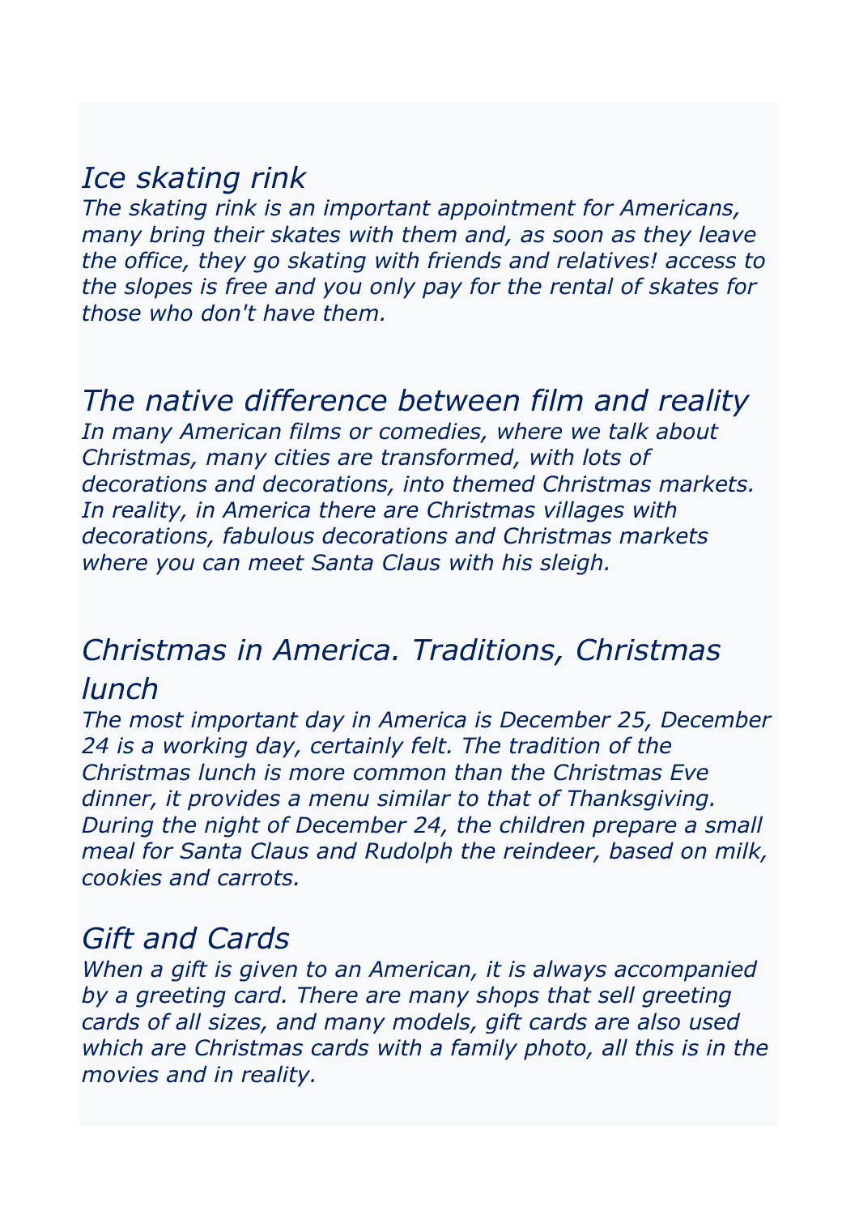## *Ice skating rink*

*The skating rink is an important appointment for Americans, many bring their skates with them and, as soon as they leave the office, they go skating with friends and relatives! access to the slopes is free and you only pay for the rental of skates for those who don't have them.*

## *The native difference between film and reality*

*In many American films or comedies, where we talk about Christmas, many cities are transformed, with lots of decorations and decorations, into themed Christmas markets. In reality, in America there are Christmas villages with decorations, fabulous decorations and Christmas markets where you can meet Santa Claus with his sleigh.*

## *Christmas in America. Traditions, Christmas lunch*

*The most important day in America is December 25, December 24 is a working day, certainly felt. The tradition of the Christmas lunch is more common than the Christmas Eve dinner, it provides a menu similar to that of Thanksgiving. During the night of December 24, the children prepare a small meal for Santa Claus and Rudolph the reindeer, based on milk, cookies and carrots.*

## *Gift and Cards*

*When a gift is given to an American, it is always accompanied by a greeting card. There are many shops that sell greeting cards of all sizes, and many models, gift cards are also used which are Christmas cards with a family photo, all this is in the movies and in reality.*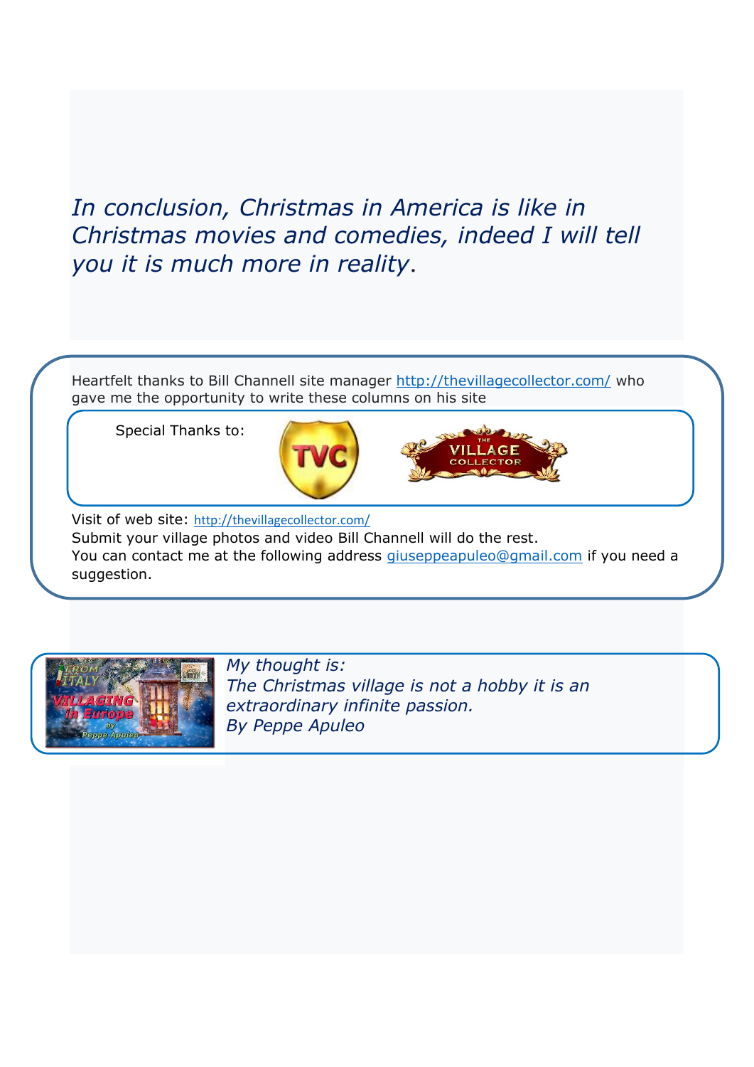*In conclusion, Christmas in America is like in Christmas movies and comedies, indeed I will tell you it is much more in reality.*

Heartfelt thanks to Bill Channell site manager http://thevillagecollector.com/ who gave me the opportunity to write these columns on his site

Special Thanks to:

Visit of web site: http://thevillagecollector.com/

Submit your village photos and video Bill Channell will do the rest.

You can contact me at the following address giuseppeapuleo@gmail.com if you need a suggestion.

*My thought is:*
*The Christmas village is not a hobby it is an extraordinary infinite passion.*
*By Peppe Apuleo*